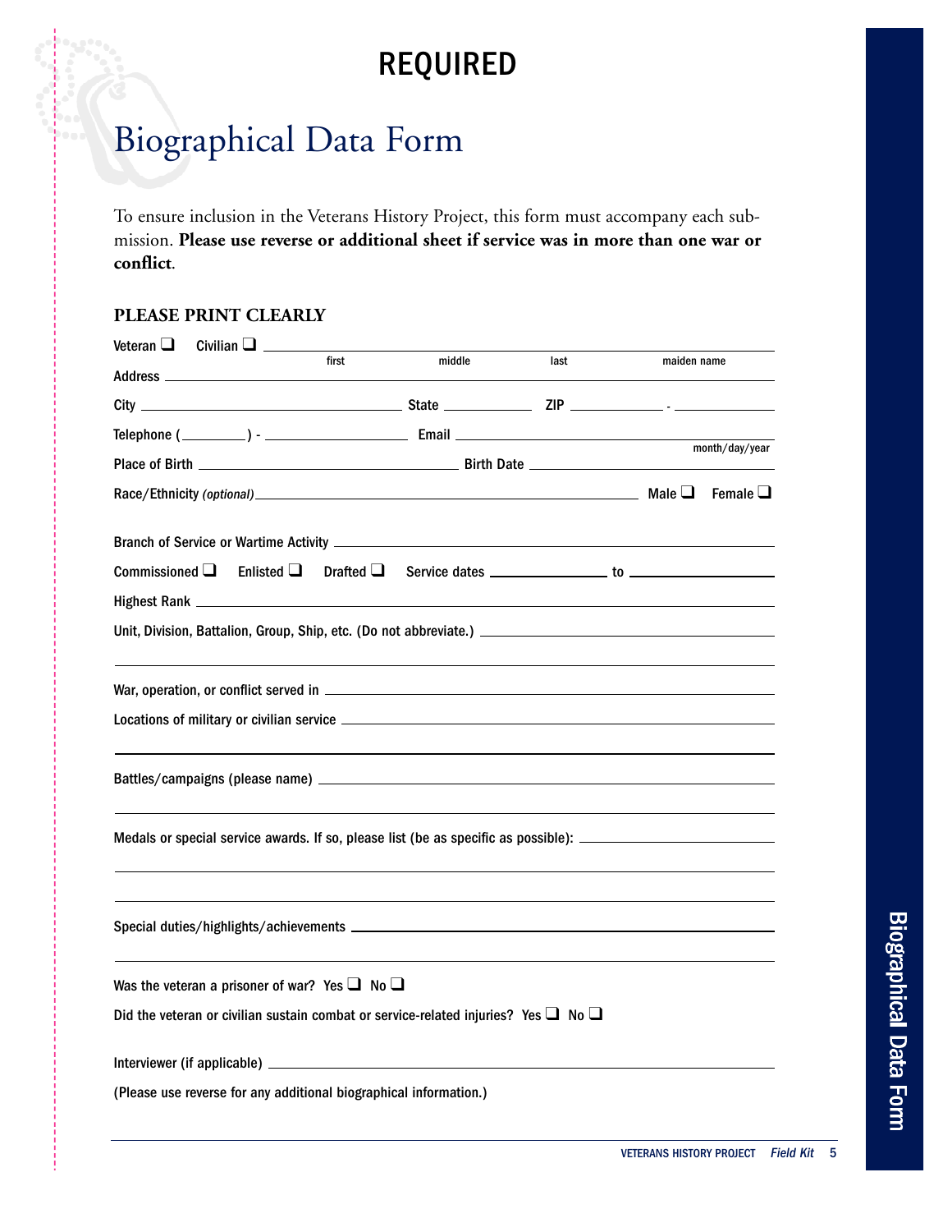# REQUIRED

# Biographical Data Form

To ensure inclusion in the Veterans History Project, this form must accompany each submission. **Please use reverse or additional sheet if service was in more than one war or conflict**.

**PLEASE PRINT CLEARLY**

Veteran ☐ Civilian ☐ ______________________________________________
first middle last maiden name

Address ______________________________________________

City ______________________ State __________ ZIP __________ - __________

Telephone (________) - __________________ Email ______________________

Place of Birth ______________________ Birth Date ______________________ month/day/year

Race/Ethnicity *(optional)* ______________________ Male ☐ Female ☐

Branch of Service or Wartime Activity ______________________________________________

Commissioned ☐ Enlisted ☐ Drafted ☐ Service dates ______________ to ______________

Highest Rank ______________________________________________

Unit, Division, Battalion, Group, Ship, etc. (Do not abbreviate.) ______________________________________________

War, operation, or conflict served in ______________________________________________

Locations of military or civilian service ______________________________________________

Battles/campaigns (please name) ______________________________________________

Medals or special service awards. If so, please list (be as specific as possible): ______________________________________________

Special duties/highlights/achievements ______________________________________________

Was the veteran a prisoner of war? Yes ☐ No ☐

Did the veteran or civilian sustain combat or service-related injuries? Yes ☐ No ☐

Interviewer (if applicable) ______________________________________________

(Please use reverse for any additional biographical information.)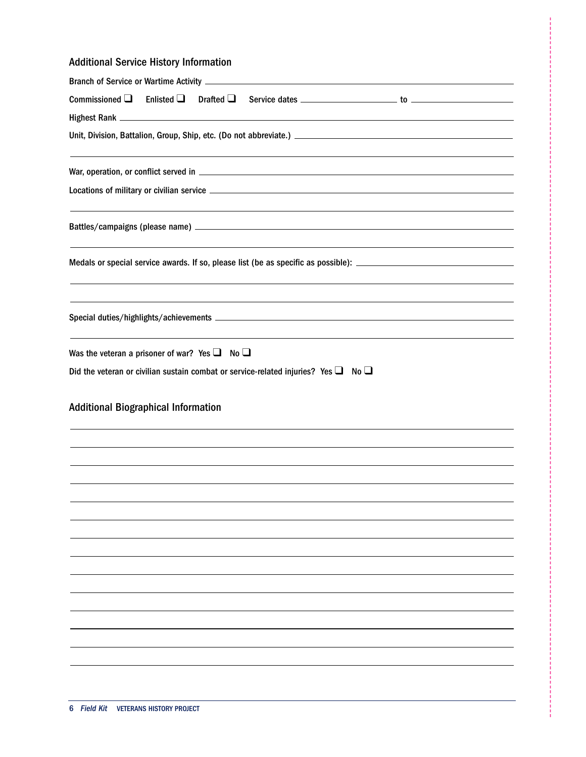## Additional Service History Information

Branch of Service or Wartime Activity \_\_\_\_\_\_\_\_\_\_\_\_\_\_\_\_\_\_\_\_\_\_\_\_\_\_\_\_\_\_

Commissioned ☐ Enlisted ☐ Drafted ☐ Service dates \_\_\_\_\_\_\_\_\_\_\_\_\_\_\_\_ to \_\_\_\_\_\_\_\_\_\_\_\_\_\_\_\_

Highest Rank \_\_\_\_\_\_\_\_\_\_\_\_\_\_\_\_\_\_\_\_\_\_\_\_\_\_\_\_\_\_

Unit, Division, Battalion, Group, Ship, etc. (Do not abbreviate.) \_\_\_\_\_\_\_\_\_\_\_\_\_\_\_\_\_\_\_\_\_\_\_\_\_\_\_\_\_\_

War, operation, or conflict served in \_\_\_\_\_\_\_\_\_\_\_\_\_\_\_\_\_\_\_\_\_\_\_\_\_\_\_\_\_\_

Locations of military or civilian service \_\_\_\_\_\_\_\_\_\_\_\_\_\_\_\_\_\_\_\_\_\_\_\_\_\_\_\_\_\_

Battles/campaigns (please name) \_\_\_\_\_\_\_\_\_\_\_\_\_\_\_\_\_\_\_\_\_\_\_\_\_\_\_\_\_\_

Medals or special service awards. If so, please list (be as specific as possible): \_\_\_\_\_\_\_\_\_\_\_\_\_\_\_\_\_\_\_\_\_\_\_\_\_\_\_\_\_\_

Special duties/highlights/achievements \_\_\_\_\_\_\_\_\_\_\_\_\_\_\_\_\_\_\_\_\_\_\_\_\_\_\_\_\_\_

Was the veteran a prisoner of war? Yes ☐ No ☐

Did the veteran or civilian sustain combat or service-related injuries? Yes ☐ No ☐

## Additional Biographical Information

\_\_\_\_\_\_\_\_\_\_\_\_\_\_\_\_\_\_\_\_\_\_\_\_\_\_\_\_\_\_